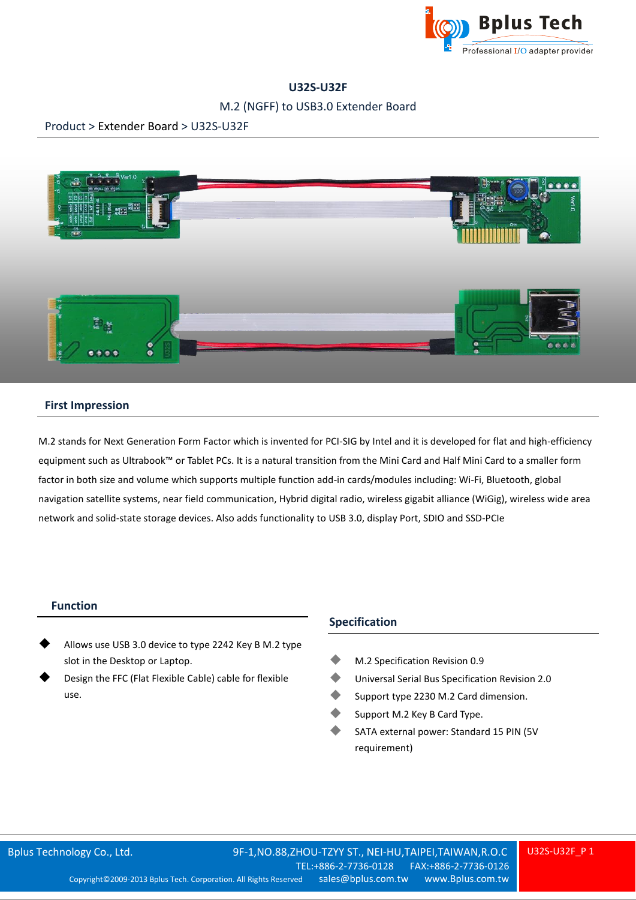# U32S-U32F

M.2 (NGFF) to USB3.0 Extender Board

Product > Extender Board > U32S-U32F

## First Impression

M.2 stands for Next Generation Form Factor which is invented for PCI-SIG by Intel and it is developed for flat and high-efficiency equipment such as Ultrabook™ or Tablet PCs. It is a natural transition from the Mini Card and Half Mini Card to a smaller form factor in both size and volume which supports multiple function add-in cards/modules including: Wi-Fi, Bluetooth, global navigation satellite systems, near field communication, Hybrid digital radio, wireless gigabit alliance (WiGig), wireless wide area network and solid-state storage devices. Also adds functionality to USB 3.0, display Port, SDIO and SSD-PCIe

## Function

- Allows use USB 3.0 device to type 2242 Key B M.2 type slot in the Desktop or Laptop.
- Design the FFC (Flat Flexible Cable) cable for flexible use.

## Specification

- M.2 Specification Revision 0.9
- Universal Serial Bus Specification Revision 2.0
- Support type 2230 M.2 Card dimension.
- Support M.2 Key B Card Type.
- SATA external power: Standard 15 PIN (5V requirement)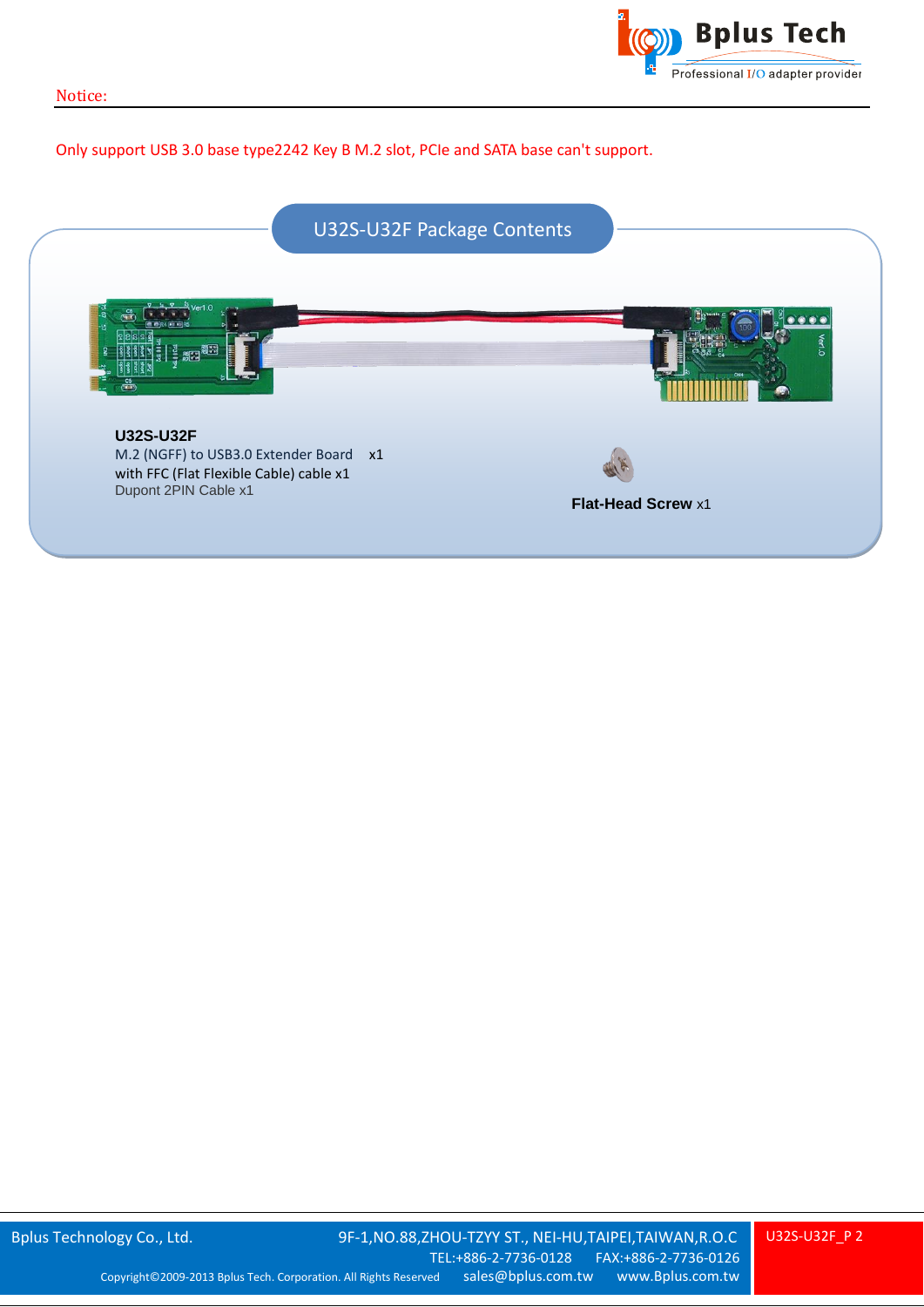Notice:

Only support USB 3.0 base type2242 Key B M.2 slot, PCIe and SATA base can't support.

## U32S-U32F Package Contents

**U32S-U32F**
M.2 (NGFF) to USB3.0 Extender Board x1
with FFC (Flat Flexible Cable) cable x1
Dupont 2PIN Cable x1

**Flat-Head Screw** x1